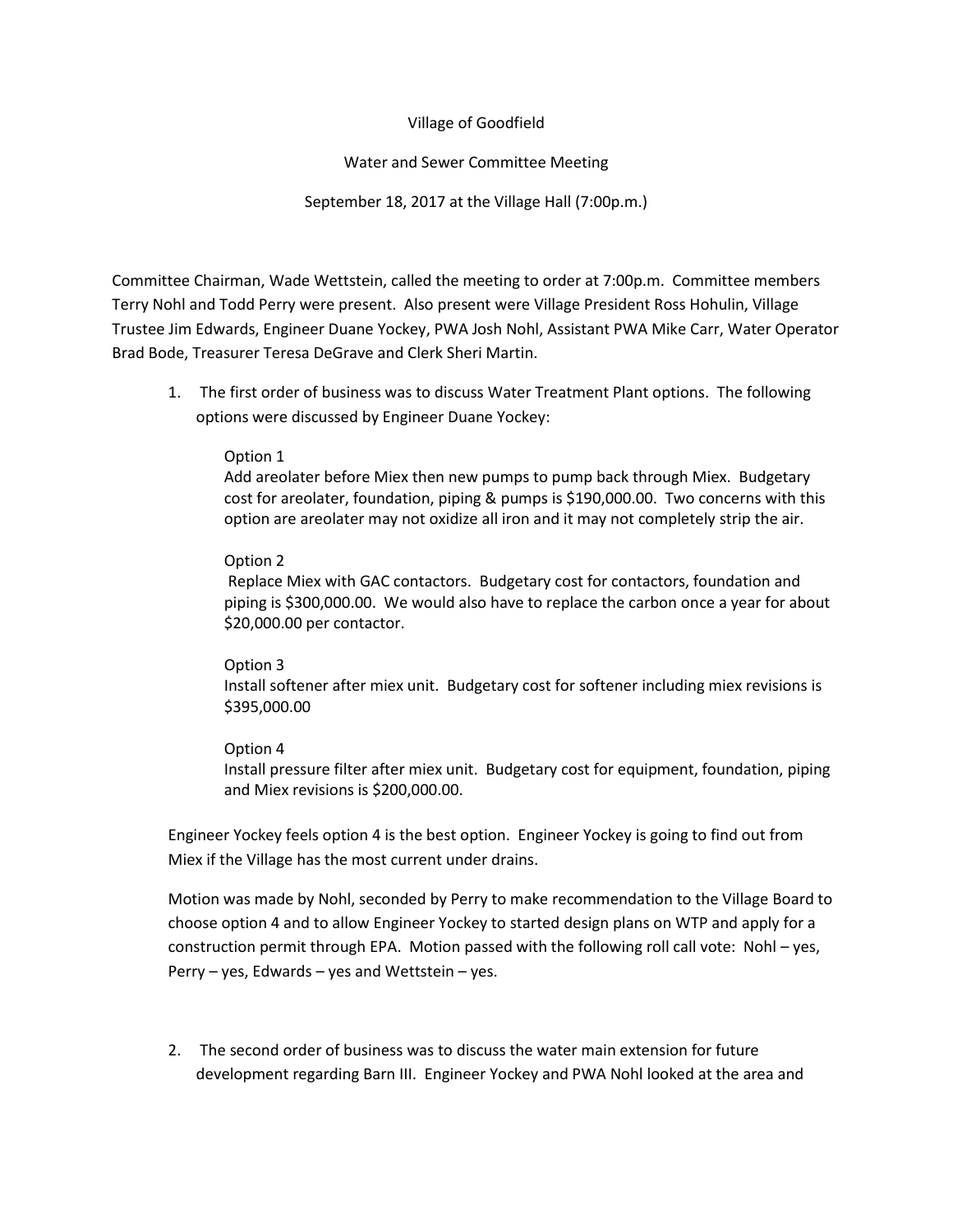Village of Goodfield

Water and Sewer Committee Meeting

September 18, 2017 at the Village Hall (7:00p.m.)

Committee Chairman, Wade Wettstein, called the meeting to order at 7:00p.m. Committee members Terry Nohl and Todd Perry were present. Also present were Village President Ross Hohulin, Village Trustee Jim Edwards, Engineer Duane Yockey, PWA Josh Nohl, Assistant PWA Mike Carr, Water Operator Brad Bode, Treasurer Teresa DeGrave and Clerk Sheri Martin.

1. The first order of business was to discuss Water Treatment Plant options. The following options were discussed by Engineer Duane Yockey:

   Option 1
   Add areolater before Miex then new pumps to pump back through Miex. Budgetary cost for areolater, foundation, piping & pumps is $190,000.00. Two concerns with this option are areolater may not oxidize all iron and it may not completely strip the air.

   Option 2
   Replace Miex with GAC contactors. Budgetary cost for contactors, foundation and piping is $300,000.00. We would also have to replace the carbon once a year for about $20,000.00 per contactor.

   Option 3
   Install softener after miex unit. Budgetary cost for softener including miex revisions is $395,000.00

   Option 4
   Install pressure filter after miex unit. Budgetary cost for equipment, foundation, piping and Miex revisions is $200,000.00.

   Engineer Yockey feels option 4 is the best option. Engineer Yockey is going to find out from Miex if the Village has the most current under drains.

   Motion was made by Nohl, seconded by Perry to make recommendation to the Village Board to choose option 4 and to allow Engineer Yockey to started design plans on WTP and apply for a construction permit through EPA. Motion passed with the following roll call vote: Nohl – yes, Perry – yes, Edwards – yes and Wettstein – yes.

2. The second order of business was to discuss the water main extension for future development regarding Barn III. Engineer Yockey and PWA Nohl looked at the area and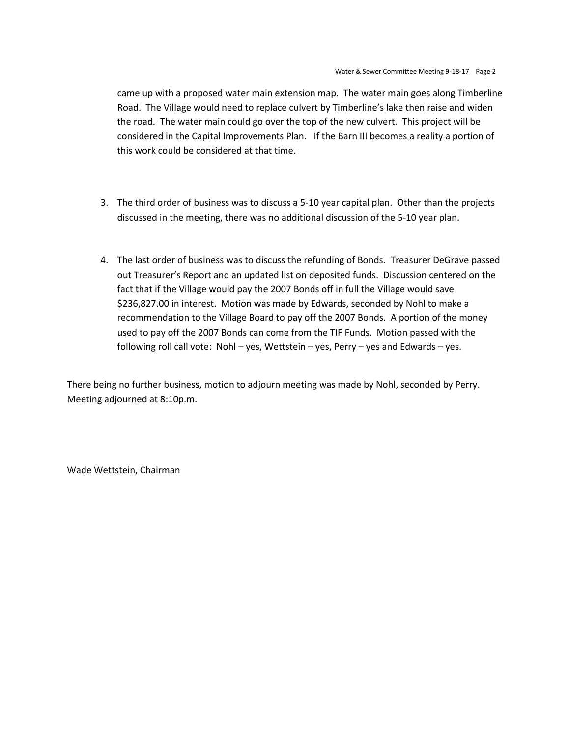came up with a proposed water main extension map. The water main goes along Timberline Road. The Village would need to replace culvert by Timberline's lake then raise and widen the road. The water main could go over the top of the new culvert. This project will be considered in the Capital Improvements Plan. If the Barn III becomes a reality a portion of this work could be considered at that time.

3. The third order of business was to discuss a 5-10 year capital plan. Other than the projects discussed in the meeting, there was no additional discussion of the 5-10 year plan.

4. The last order of business was to discuss the refunding of Bonds. Treasurer DeGrave passed out Treasurer's Report and an updated list on deposited funds. Discussion centered on the fact that if the Village would pay the 2007 Bonds off in full the Village would save $236,827.00 in interest. Motion was made by Edwards, seconded by Nohl to make a recommendation to the Village Board to pay off the 2007 Bonds. A portion of the money used to pay off the 2007 Bonds can come from the TIF Funds. Motion passed with the following roll call vote: Nohl – yes, Wettstein – yes, Perry – yes and Edwards – yes.

There being no further business, motion to adjourn meeting was made by Nohl, seconded by Perry. Meeting adjourned at 8:10p.m.

Wade Wettstein, Chairman